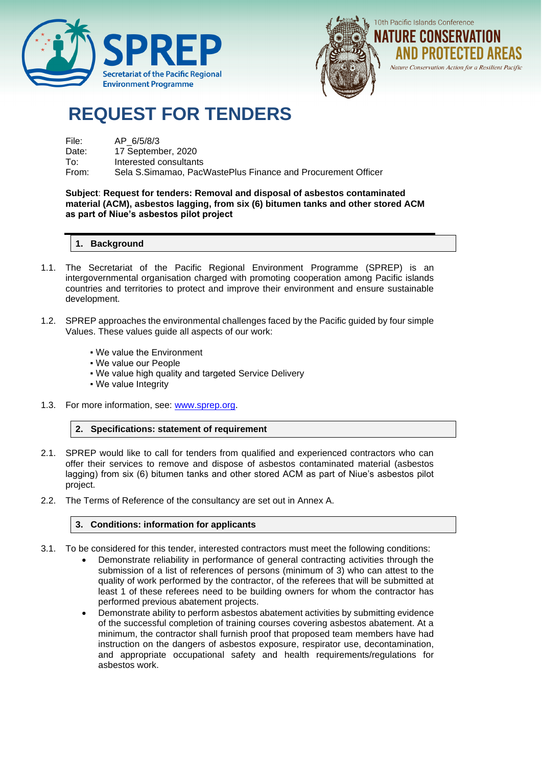# REQUEST FOR TENDERS

File: AP_6/5/8/3
Date: 17 September, 2020
To: Interested consultants
From: Sela S.Simamao, PacWastePlus Finance and Procurement Officer

**Subject**: **Request for tenders: Removal and disposal of asbestos contaminated material (ACM), asbestos lagging, from six (6) bitumen tanks and other stored ACM as part of Niue's asbestos pilot project**

## 1. Background

1.1. The Secretariat of the Pacific Regional Environment Programme (SPREP) is an intergovernmental organisation charged with promoting cooperation among Pacific islands countries and territories to protect and improve their environment and ensure sustainable development.

1.2. SPREP approaches the environmental challenges faced by the Pacific guided by four simple Values. These values guide all aspects of our work:

- We value the Environment
- We value our People
- We value high quality and targeted Service Delivery
- We value Integrity

1.3. For more information, see: www.sprep.org.

## 2. Specifications: statement of requirement

2.1. SPREP would like to call for tenders from qualified and experienced contractors who can offer their services to remove and dispose of asbestos contaminated material (asbestos lagging) from six (6) bitumen tanks and other stored ACM as part of Niue's asbestos pilot project.

2.2. The Terms of Reference of the consultancy are set out in Annex A.

## 3. Conditions: information for applicants

3.1. To be considered for this tender, interested contractors must meet the following conditions:

- Demonstrate reliability in performance of general contracting activities through the submission of a list of references of persons (minimum of 3) who can attest to the quality of work performed by the contractor, of the referees that will be submitted at least 1 of these referees need to be building owners for whom the contractor has performed previous abatement projects.
- Demonstrate ability to perform asbestos abatement activities by submitting evidence of the successful completion of training courses covering asbestos abatement. At a minimum, the contractor shall furnish proof that proposed team members have had instruction on the dangers of asbestos exposure, respirator use, decontamination, and appropriate occupational safety and health requirements/regulations for asbestos work.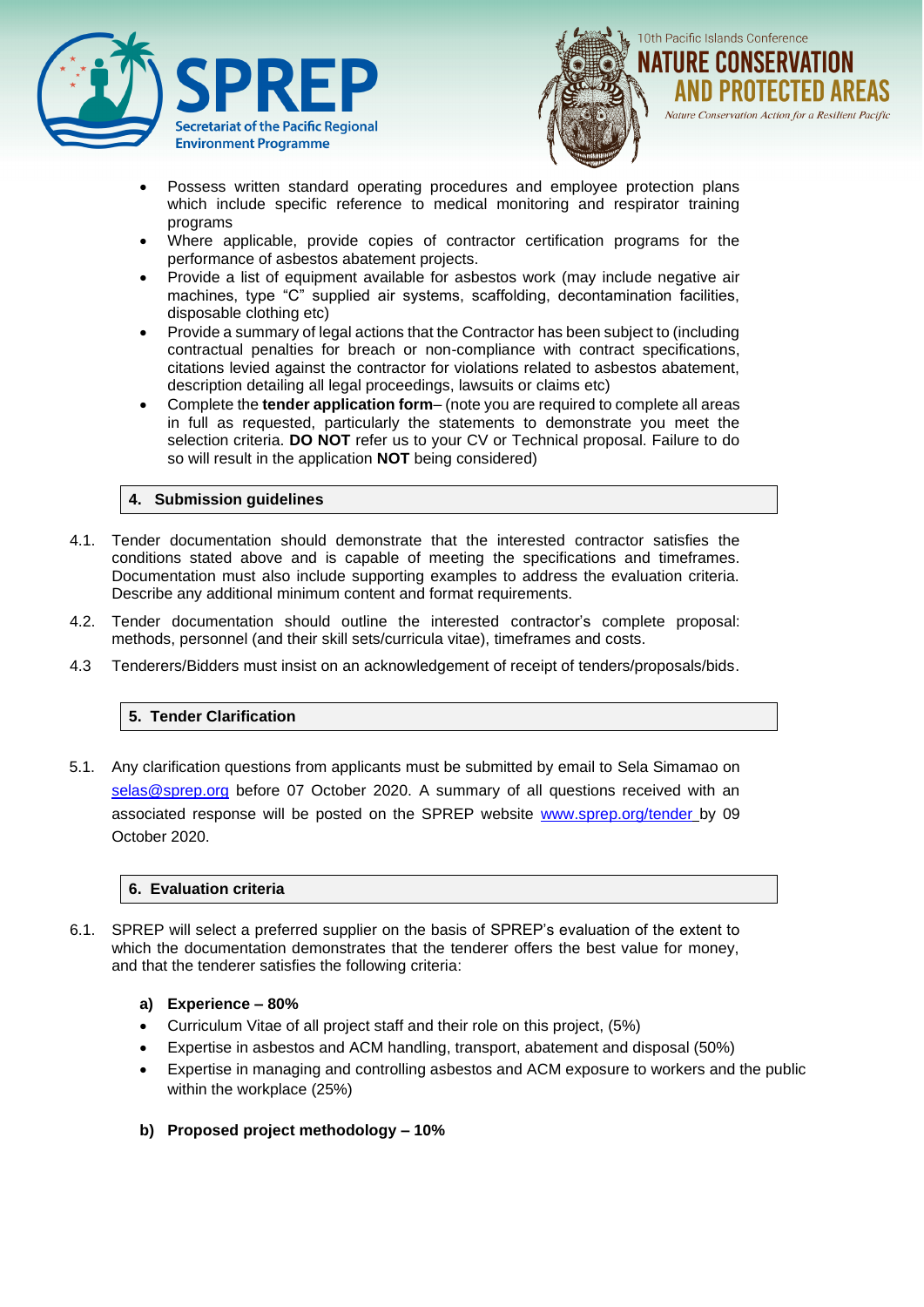- Possess written standard operating procedures and employee protection plans which include specific reference to medical monitoring and respirator training programs
- Where applicable, provide copies of contractor certification programs for the performance of asbestos abatement projects.
- Provide a list of equipment available for asbestos work (may include negative air machines, type "C" supplied air systems, scaffolding, decontamination facilities, disposable clothing etc)
- Provide a summary of legal actions that the Contractor has been subject to (including contractual penalties for breach or non-compliance with contract specifications, citations levied against the contractor for violations related to asbestos abatement, description detailing all legal proceedings, lawsuits or claims etc)
- Complete the **tender application form**– (note you are required to complete all areas in full as requested, particularly the statements to demonstrate you meet the selection criteria. **DO NOT** refer us to your CV or Technical proposal. Failure to do so will result in the application **NOT** being considered)

## 4. Submission guidelines

4.1. Tender documentation should demonstrate that the interested contractor satisfies the conditions stated above and is capable of meeting the specifications and timeframes. Documentation must also include supporting examples to address the evaluation criteria. Describe any additional minimum content and format requirements.

4.2. Tender documentation should outline the interested contractor's complete proposal: methods, personnel (and their skill sets/curricula vitae), timeframes and costs.

4.3 Tenderers/Bidders must insist on an acknowledgement of receipt of tenders/proposals/bids.

## 5. Tender Clarification

5.1. Any clarification questions from applicants must be submitted by email to Sela Simamao on selas@sprep.org before 07 October 2020. A summary of all questions received with an associated response will be posted on the SPREP website www.sprep.org/tender by 09 October 2020.

## 6. Evaluation criteria

6.1. SPREP will select a preferred supplier on the basis of SPREP's evaluation of the extent to which the documentation demonstrates that the tenderer offers the best value for money, and that the tenderer satisfies the following criteria:

**a) Experience – 80%**

- Curriculum Vitae of all project staff and their role on this project, (5%)
- Expertise in asbestos and ACM handling, transport, abatement and disposal (50%)
- Expertise in managing and controlling asbestos and ACM exposure to workers and the public within the workplace (25%)

**b) Proposed project methodology – 10%**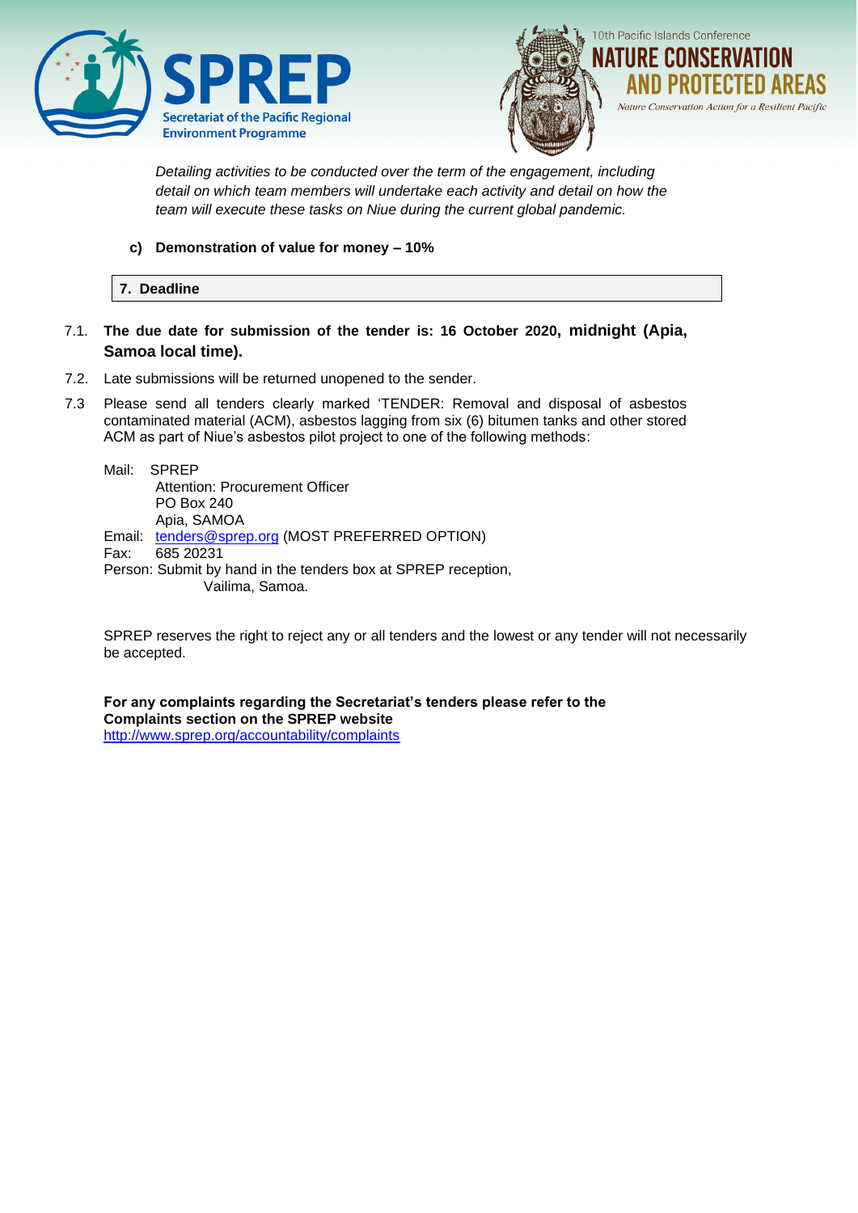*Detailing activities to be conducted over the term of the engagement, including detail on which team members will undertake each activity and detail on how the team will execute these tasks on Niue during the current global pandemic.*

**c) Demonstration of value for money – 10%**

## 7. Deadline

7.1. **The due date for submission of the tender is: 16 October 2020, midnight (Apia, Samoa local time).**

7.2. Late submissions will be returned unopened to the sender.

7.3 Please send all tenders clearly marked 'TENDER: Removal and disposal of asbestos contaminated material (ACM), asbestos lagging from six (6) bitumen tanks and other stored ACM as part of Niue's asbestos pilot project to one of the following methods:

Mail: SPREP
Attention: Procurement Officer
PO Box 240
Apia, SAMOA

Email: tenders@sprep.org (MOST PREFERRED OPTION)

Fax: 685 20231

Person: Submit by hand in the tenders box at SPREP reception, Vailima, Samoa.

SPREP reserves the right to reject any or all tenders and the lowest or any tender will not necessarily be accepted.

**For any complaints regarding the Secretariat's tenders please refer to the Complaints section on the SPREP website**
http://www.sprep.org/accountability/complaints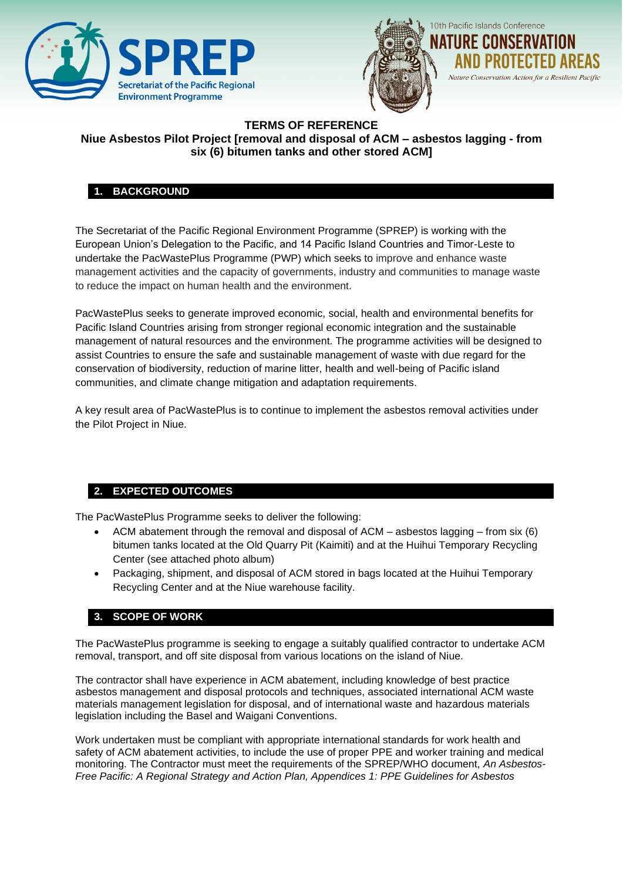# TERMS OF REFERENCE

## Niue Asbestos Pilot Project [removal and disposal of ACM – asbestos lagging - from six (6) bitumen tanks and other stored ACM]

## 1. BACKGROUND

The Secretariat of the Pacific Regional Environment Programme (SPREP) is working with the European Union's Delegation to the Pacific, and 14 Pacific Island Countries and Timor-Leste to undertake the PacWastePlus Programme (PWP) which seeks to improve and enhance waste management activities and the capacity of governments, industry and communities to manage waste to reduce the impact on human health and the environment.

PacWastePlus seeks to generate improved economic, social, health and environmental benefits for Pacific Island Countries arising from stronger regional economic integration and the sustainable management of natural resources and the environment. The programme activities will be designed to assist Countries to ensure the safe and sustainable management of waste with due regard for the conservation of biodiversity, reduction of marine litter, health and well-being of Pacific island communities, and climate change mitigation and adaptation requirements.

A key result area of PacWastePlus is to continue to implement the asbestos removal activities under the Pilot Project in Niue.

## 2. EXPECTED OUTCOMES

The PacWastePlus Programme seeks to deliver the following:

- ACM abatement through the removal and disposal of ACM – asbestos lagging – from six (6) bitumen tanks located at the Old Quarry Pit (Kaimiti) and at the Huihui Temporary Recycling Center (see attached photo album)
- Packaging, shipment, and disposal of ACM stored in bags located at the Huihui Temporary Recycling Center and at the Niue warehouse facility.

## 3. SCOPE OF WORK

The PacWastePlus programme is seeking to engage a suitably qualified contractor to undertake ACM removal, transport, and off site disposal from various locations on the island of Niue.

The contractor shall have experience in ACM abatement, including knowledge of best practice asbestos management and disposal protocols and techniques, associated international ACM waste materials management legislation for disposal, and of international waste and hazardous materials legislation including the Basel and Waigani Conventions.

Work undertaken must be compliant with appropriate international standards for work health and safety of ACM abatement activities, to include the use of proper PPE and worker training and medical monitoring. The Contractor must meet the requirements of the SPREP/WHO document, *An Asbestos-Free Pacific: A Regional Strategy and Action Plan, Appendices 1: PPE Guidelines for Asbestos*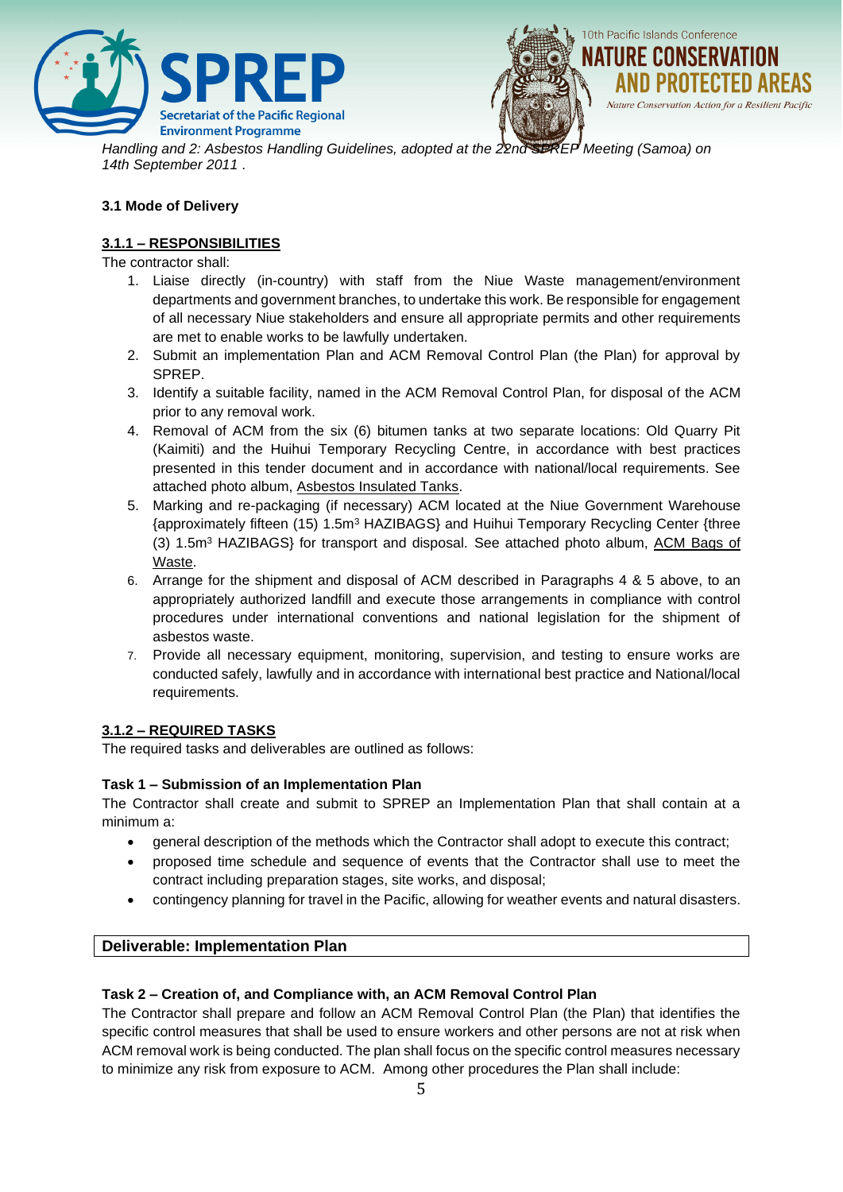*Handling and 2: Asbestos Handling Guidelines, adopted at the 22nd SPREP Meeting (Samoa) on 14th September 2011 .*

**3.1 Mode of Delivery**

**3.1.1 – RESPONSIBILITIES**

The contractor shall:

1. Liaise directly (in-country) with staff from the Niue Waste management/environment departments and government branches, to undertake this work. Be responsible for engagement of all necessary Niue stakeholders and ensure all appropriate permits and other requirements are met to enable works to be lawfully undertaken.
2. Submit an implementation Plan and ACM Removal Control Plan (the Plan) for approval by SPREP.
3. Identify a suitable facility, named in the ACM Removal Control Plan, for disposal of the ACM prior to any removal work.
4. Removal of ACM from the six (6) bitumen tanks at two separate locations: Old Quarry Pit (Kaimiti) and the Huihui Temporary Recycling Centre, in accordance with best practices presented in this tender document and in accordance with national/local requirements. See attached photo album, Asbestos Insulated Tanks.
5. Marking and re-packaging (if necessary) ACM located at the Niue Government Warehouse {approximately fifteen (15) 1.5m$^3$ HAZIBAGS} and Huihui Temporary Recycling Center {three (3) 1.5m$^3$ HAZIBAGS} for transport and disposal. See attached photo album, ACM Bags of Waste.
6. Arrange for the shipment and disposal of ACM described in Paragraphs 4 & 5 above, to an appropriately authorized landfill and execute those arrangements in compliance with control procedures under international conventions and national legislation for the shipment of asbestos waste.
7. Provide all necessary equipment, monitoring, supervision, and testing to ensure works are conducted safely, lawfully and in accordance with international best practice and National/local requirements.

**3.1.2 – REQUIRED TASKS**

The required tasks and deliverables are outlined as follows:

**Task 1 – Submission of an Implementation Plan**

The Contractor shall create and submit to SPREP an Implementation Plan that shall contain at a minimum a:

- general description of the methods which the Contractor shall adopt to execute this contract;
- proposed time schedule and sequence of events that the Contractor shall use to meet the contract including preparation stages, site works, and disposal;
- contingency planning for travel in the Pacific, allowing for weather events and natural disasters.

**Deliverable: Implementation Plan**

**Task 2 – Creation of, and Compliance with, an ACM Removal Control Plan**

The Contractor shall prepare and follow an ACM Removal Control Plan (the Plan) that identifies the specific control measures that shall be used to ensure workers and other persons are not at risk when ACM removal work is being conducted. The plan shall focus on the specific control measures necessary to minimize any risk from exposure to ACM. Among other procedures the Plan shall include: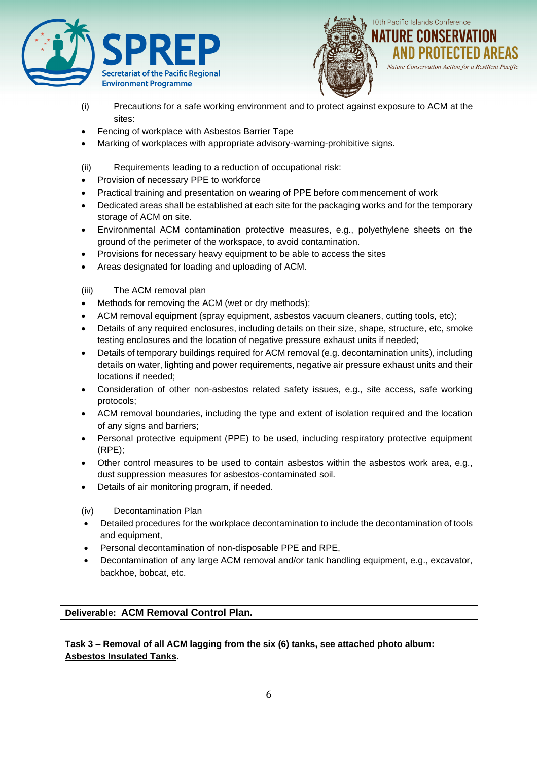(i) Precautions for a safe working environment and to protect against exposure to ACM at the sites:

- Fencing of workplace with Asbestos Barrier Tape
- Marking of workplaces with appropriate advisory-warning-prohibitive signs.

(ii) Requirements leading to a reduction of occupational risk:

- Provision of necessary PPE to workforce
- Practical training and presentation on wearing of PPE before commencement of work
- Dedicated areas shall be established at each site for the packaging works and for the temporary storage of ACM on site.
- Environmental ACM contamination protective measures, e.g., polyethylene sheets on the ground of the perimeter of the workspace, to avoid contamination.
- Provisions for necessary heavy equipment to be able to access the sites
- Areas designated for loading and uploading of ACM.

(iii) The ACM removal plan

- Methods for removing the ACM (wet or dry methods);
- ACM removal equipment (spray equipment, asbestos vacuum cleaners, cutting tools, etc);
- Details of any required enclosures, including details on their size, shape, structure, etc, smoke testing enclosures and the location of negative pressure exhaust units if needed;
- Details of temporary buildings required for ACM removal (e.g. decontamination units), including details on water, lighting and power requirements, negative air pressure exhaust units and their locations if needed;
- Consideration of other non-asbestos related safety issues, e.g., site access, safe working protocols;
- ACM removal boundaries, including the type and extent of isolation required and the location of any signs and barriers;
- Personal protective equipment (PPE) to be used, including respiratory protective equipment (RPE);
- Other control measures to be used to contain asbestos within the asbestos work area, e.g., dust suppression measures for asbestos-contaminated soil.
- Details of air monitoring program, if needed.

(iv) Decontamination Plan

- Detailed procedures for the workplace decontamination to include the decontamination of tools and equipment,
- Personal decontamination of non-disposable PPE and RPE,
- Decontamination of any large ACM removal and/or tank handling equipment, e.g., excavator, backhoe, bobcat, etc.

| **Deliverable: ACM Removal Control Plan.** |
|---|

**Task 3 – Removal of all ACM lagging from the six (6) tanks, see attached photo album: <u>Asbestos Insulated Tanks</u>.**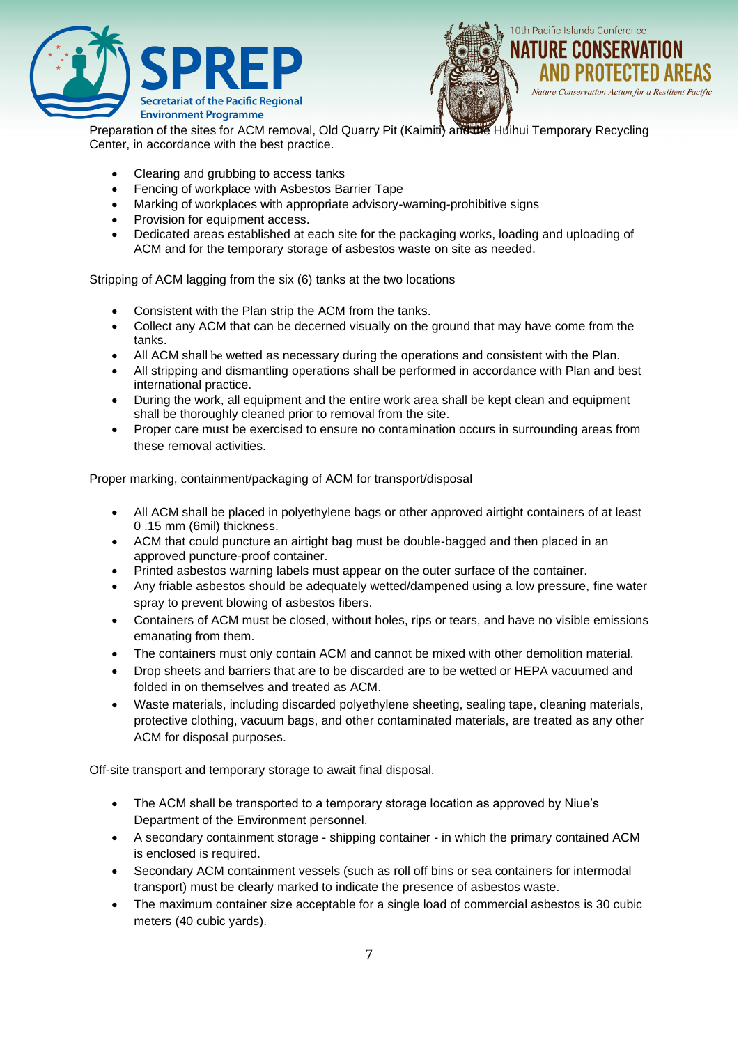Preparation of the sites for ACM removal, Old Quarry Pit (Kaimiti) and the Huihui Temporary Recycling Center, in accordance with the best practice.

- Clearing and grubbing to access tanks
- Fencing of workplace with Asbestos Barrier Tape
- Marking of workplaces with appropriate advisory-warning-prohibitive signs
- Provision for equipment access.
- Dedicated areas established at each site for the packaging works, loading and uploading of ACM and for the temporary storage of asbestos waste on site as needed.

Stripping of ACM lagging from the six (6) tanks at the two locations

- Consistent with the Plan strip the ACM from the tanks.
- Collect any ACM that can be decerned visually on the ground that may have come from the tanks.
- All ACM shall be wetted as necessary during the operations and consistent with the Plan.
- All stripping and dismantling operations shall be performed in accordance with Plan and best international practice.
- During the work, all equipment and the entire work area shall be kept clean and equipment shall be thoroughly cleaned prior to removal from the site.
- Proper care must be exercised to ensure no contamination occurs in surrounding areas from these removal activities.

Proper marking, containment/packaging of ACM for transport/disposal

- All ACM shall be placed in polyethylene bags or other approved airtight containers of at least 0 .15 mm (6mil) thickness.
- ACM that could puncture an airtight bag must be double-bagged and then placed in an approved puncture-proof container.
- Printed asbestos warning labels must appear on the outer surface of the container.
- Any friable asbestos should be adequately wetted/dampened using a low pressure, fine water spray to prevent blowing of asbestos fibers.
- Containers of ACM must be closed, without holes, rips or tears, and have no visible emissions emanating from them.
- The containers must only contain ACM and cannot be mixed with other demolition material.
- Drop sheets and barriers that are to be discarded are to be wetted or HEPA vacuumed and folded in on themselves and treated as ACM.
- Waste materials, including discarded polyethylene sheeting, sealing tape, cleaning materials, protective clothing, vacuum bags, and other contaminated materials, are treated as any other ACM for disposal purposes.

Off-site transport and temporary storage to await final disposal.

- The ACM shall be transported to a temporary storage location as approved by Niue's Department of the Environment personnel.
- A secondary containment storage - shipping container - in which the primary contained ACM is enclosed is required.
- Secondary ACM containment vessels (such as roll off bins or sea containers for intermodal transport) must be clearly marked to indicate the presence of asbestos waste.
- The maximum container size acceptable for a single load of commercial asbestos is 30 cubic meters (40 cubic yards).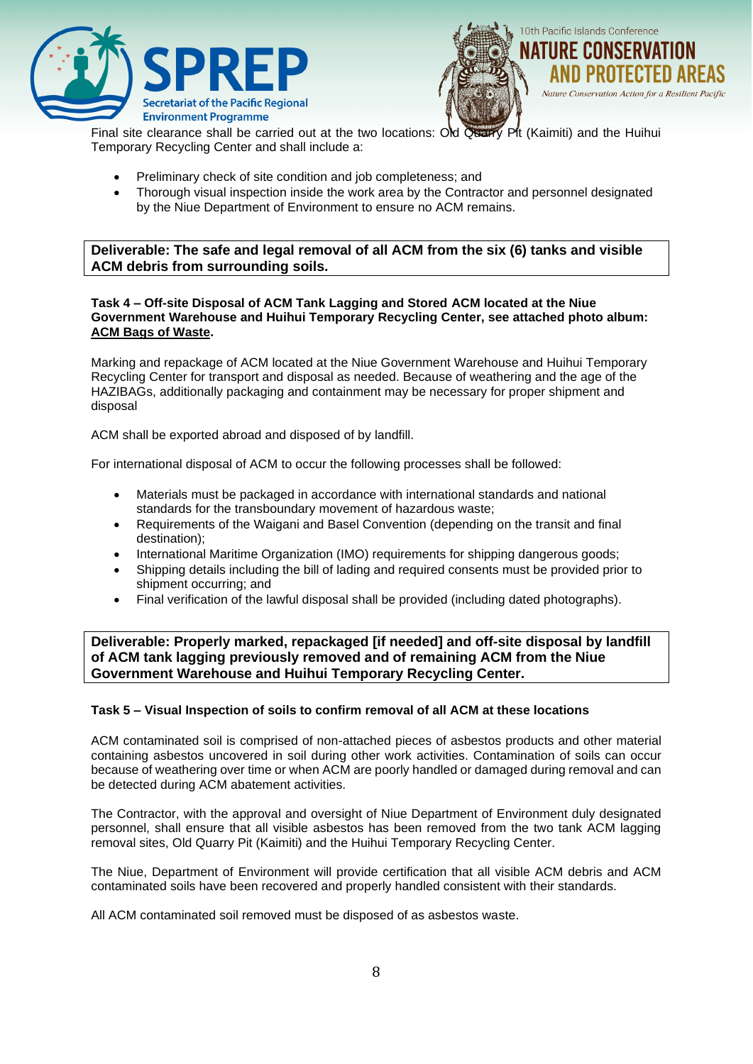Final site clearance shall be carried out at the two locations: Old Quarry Pit (Kaimiti) and the Huihui Temporary Recycling Center and shall include a:

- Preliminary check of site condition and job completeness; and
- Thorough visual inspection inside the work area by the Contractor and personnel designated by the Niue Department of Environment to ensure no ACM remains.

**Deliverable: The safe and legal removal of all ACM from the six (6) tanks and visible ACM debris from surrounding soils.**

**Task 4 – Off-site Disposal of ACM Tank Lagging and Stored ACM located at the Niue Government Warehouse and Huihui Temporary Recycling Center, see attached photo album: <u>ACM Bags of Waste</u>.**

Marking and repackage of ACM located at the Niue Government Warehouse and Huihui Temporary Recycling Center for transport and disposal as needed. Because of weathering and the age of the HAZIBAGs, additionally packaging and containment may be necessary for proper shipment and disposal

ACM shall be exported abroad and disposed of by landfill.

For international disposal of ACM to occur the following processes shall be followed:

- Materials must be packaged in accordance with international standards and national standards for the transboundary movement of hazardous waste;
- Requirements of the Waigani and Basel Convention (depending on the transit and final destination);
- International Maritime Organization (IMO) requirements for shipping dangerous goods;
- Shipping details including the bill of lading and required consents must be provided prior to shipment occurring; and
- Final verification of the lawful disposal shall be provided (including dated photographs).

**Deliverable: Properly marked, repackaged [if needed] and off-site disposal by landfill of ACM tank lagging previously removed and of remaining ACM from the Niue Government Warehouse and Huihui Temporary Recycling Center.**

**Task 5 – Visual Inspection of soils to confirm removal of all ACM at these locations**

ACM contaminated soil is comprised of non-attached pieces of asbestos products and other material containing asbestos uncovered in soil during other work activities. Contamination of soils can occur because of weathering over time or when ACM are poorly handled or damaged during removal and can be detected during ACM abatement activities.

The Contractor, with the approval and oversight of Niue Department of Environment duly designated personnel, shall ensure that all visible asbestos has been removed from the two tank ACM lagging removal sites, Old Quarry Pit (Kaimiti) and the Huihui Temporary Recycling Center.

The Niue, Department of Environment will provide certification that all visible ACM debris and ACM contaminated soils have been recovered and properly handled consistent with their standards.

All ACM contaminated soil removed must be disposed of as asbestos waste.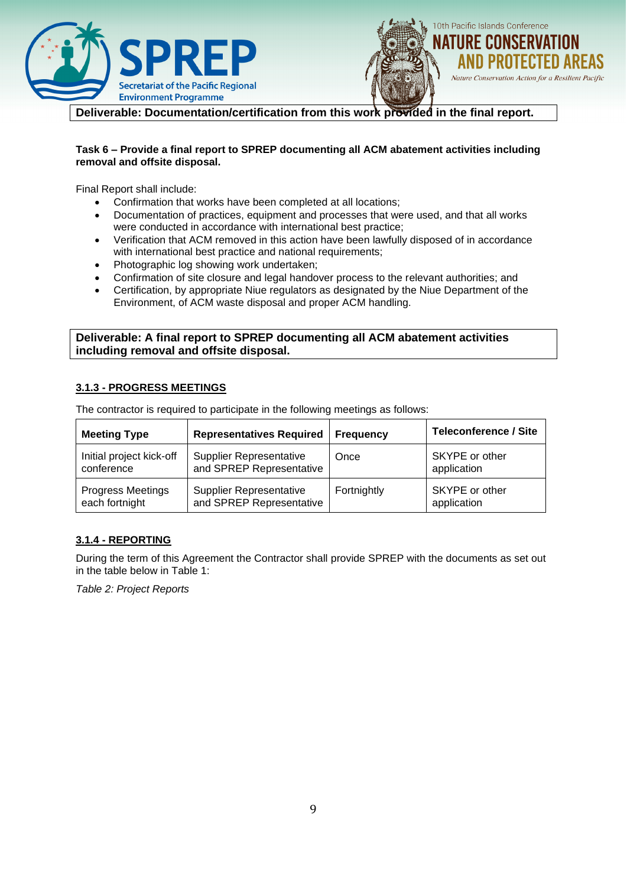**Deliverable: Documentation/certification from this work provided in the final report.**

**Task 6 – Provide a final report to SPREP documenting all ACM abatement activities including removal and offsite disposal.**

Final Report shall include:

- Confirmation that works have been completed at all locations;
- Documentation of practices, equipment and processes that were used, and that all works were conducted in accordance with international best practice;
- Verification that ACM removed in this action have been lawfully disposed of in accordance with international best practice and national requirements;
- Photographic log showing work undertaken;
- Confirmation of site closure and legal handover process to the relevant authorities; and
- Certification, by appropriate Niue regulators as designated by the Niue Department of the Environment, of ACM waste disposal and proper ACM handling.

**Deliverable: A final report to SPREP documenting all ACM abatement activities including removal and offsite disposal.**

### 3.1.3 - PROGRESS MEETINGS

The contractor is required to participate in the following meetings as follows:

| Meeting Type | Representatives Required | Frequency | Teleconference / Site |
|---|---|---|---|
| Initial project kick-off conference | Supplier Representative and SPREP Representative | Once | SKYPE or other application |
| Progress Meetings each fortnight | Supplier Representative and SPREP Representative | Fortnightly | SKYPE or other application |

### 3.1.4 - REPORTING

During the term of this Agreement the Contractor shall provide SPREP with the documents as set out in the table below in Table 1:

*Table 2: Project Reports*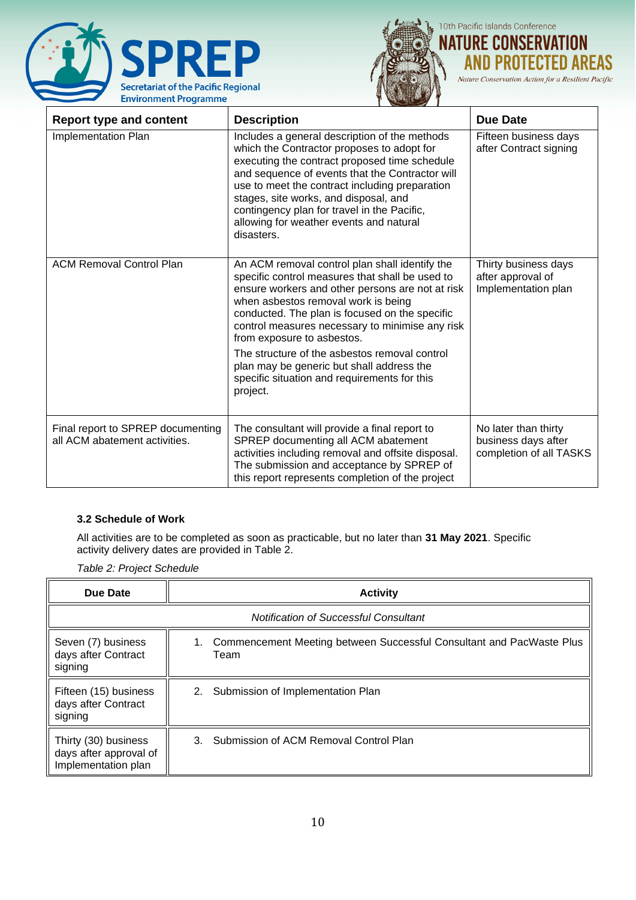| Report type and content | Description | Due Date |
|---|---|---|
| Implementation Plan | Includes a general description of the methods which the Contractor proposes to adopt for executing the contract proposed time schedule and sequence of events that the Contractor will use to meet the contract including preparation stages, site works, and disposal, and contingency plan for travel in the Pacific, allowing for weather events and natural disasters. | Fifteen business days after Contract signing |
| ACM Removal Control Plan | An ACM removal control plan shall identify the specific control measures that shall be used to ensure workers and other persons are not at risk when asbestos removal work is being conducted. The plan is focused on the specific control measures necessary to minimise any risk from exposure to asbestos.<br>The structure of the asbestos removal control plan may be generic but shall address the specific situation and requirements for this project. | Thirty business days after approval of Implementation plan |
| Final report to SPREP documenting all ACM abatement activities. | The consultant will provide a final report to SPREP documenting all ACM abatement activities including removal and offsite disposal. The submission and acceptance by SPREP of this report represents completion of the project | No later than thirty business days after completion of all TASKS |

### 3.2 Schedule of Work

All activities are to be completed as soon as practicable, but no later than **31 May 2021**. Specific activity delivery dates are provided in Table 2.

*Table 2: Project Schedule*

| Due Date | Activity |
|---|---|
| *Notification of Successful Consultant* | |
| Seven (7) business days after Contract signing | 1. Commencement Meeting between Successful Consultant and PacWaste Plus Team |
| Fifteen (15) business days after Contract signing | 2. Submission of Implementation Plan |
| Thirty (30) business days after approval of Implementation plan | 3. Submission of ACM Removal Control Plan |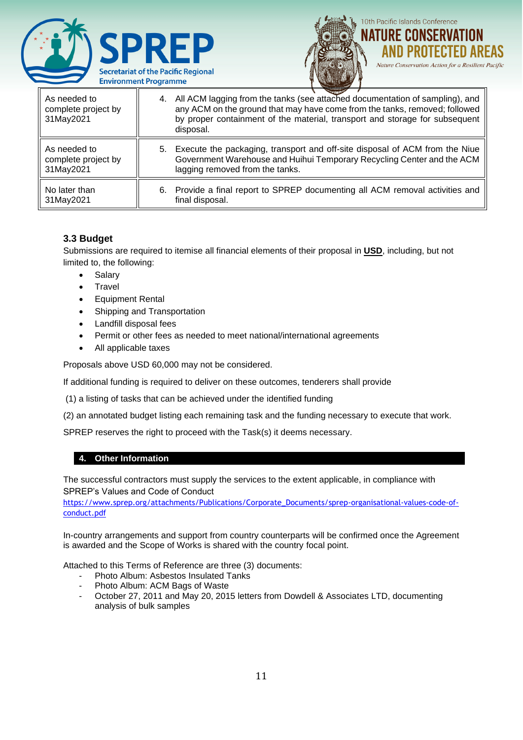| | |
|---|---|
| As needed to complete project by 31May2021 | 4. All ACM lagging from the tanks (see attached documentation of sampling), and any ACM on the ground that may have come from the tanks, removed; followed by proper containment of the material, transport and storage for subsequent disposal. |
| As needed to complete project by 31May2021 | 5. Execute the packaging, transport and off-site disposal of ACM from the Niue Government Warehouse and Huihui Temporary Recycling Center and the ACM lagging removed from the tanks. |
| No later than 31May2021 | 6. Provide a final report to SPREP documenting all ACM removal activities and final disposal. |

### 3.3 Budget

Submissions are required to itemise all financial elements of their proposal in **USD**, including, but not limited to, the following:

- Salary
- Travel
- Equipment Rental
- Shipping and Transportation
- Landfill disposal fees
- Permit or other fees as needed to meet national/international agreements
- All applicable taxes

Proposals above USD 60,000 may not be considered.

If additional funding is required to deliver on these outcomes, tenderers shall provide

(1) a listing of tasks that can be achieved under the identified funding

(2) an annotated budget listing each remaining task and the funding necessary to execute that work.

SPREP reserves the right to proceed with the Task(s) it deems necessary.

## 4. Other Information

The successful contractors must supply the services to the extent applicable, in compliance with SPREP's Values and Code of Conduct
https://www.sprep.org/attachments/Publications/Corporate_Documents/sprep-organisational-values-code-of-conduct.pdf

In-country arrangements and support from country counterparts will be confirmed once the Agreement is awarded and the Scope of Works is shared with the country focal point.

Attached to this Terms of Reference are three (3) documents:

- Photo Album: Asbestos Insulated Tanks
- Photo Album: ACM Bags of Waste
- October 27, 2011 and May 20, 2015 letters from Dowdell & Associates LTD, documenting analysis of bulk samples